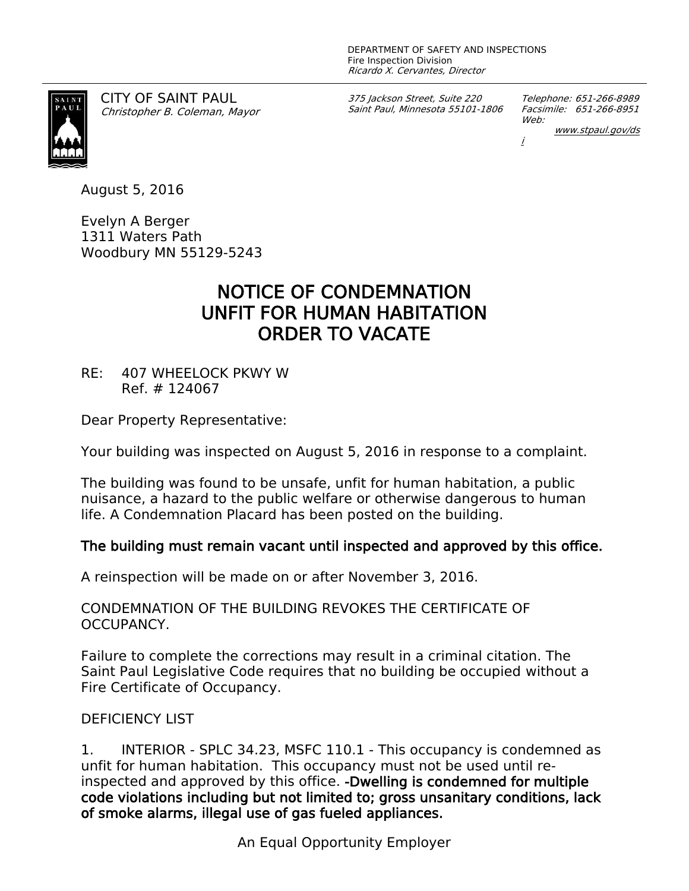DEPARTMENT OF SAFETY AND INSPECTIONS
Fire Inspection Division
*Ricardo X. Cervantes, Director*

CITY OF SAINT PAUL
*Christopher B. Coleman, Mayor*

*375 Jackson Street, Suite 220*
*Saint Paul, Minnesota 55101-1806*

*Telephone: 651-266-8989*
*Facsimile: 651-266-8951*
*Web: www.stpaul.gov/dsi*

August 5, 2016

Evelyn A Berger
1311 Waters Path
Woodbury MN 55129-5243

# NOTICE OF CONDEMNATION
# UNFIT FOR HUMAN HABITATION
# ORDER TO VACATE

RE: 407 WHEELOCK PKWY W
Ref. # 124067

Dear Property Representative:

Your building was inspected on August 5, 2016 in response to a complaint.

The building was found to be unsafe, unfit for human habitation, a public nuisance, a hazard to the public welfare or otherwise dangerous to human life. A Condemnation Placard has been posted on the building.

**The building must remain vacant until inspected and approved by this office.**

A reinspection will be made on or after November 3, 2016.

CONDEMNATION OF THE BUILDING REVOKES THE CERTIFICATE OF OCCUPANCY.

Failure to complete the corrections may result in a criminal citation. The Saint Paul Legislative Code requires that no building be occupied without a Fire Certificate of Occupancy.

DEFICIENCY LIST

1. INTERIOR - SPLC 34.23, MSFC 110.1 - This occupancy is condemned as unfit for human habitation. This occupancy must not be used until re-inspected and approved by this office. **-Dwelling is condemned for multiple code violations including but not limited to; gross unsanitary conditions, lack of smoke alarms, illegal use of gas fueled appliances.**

An Equal Opportunity Employer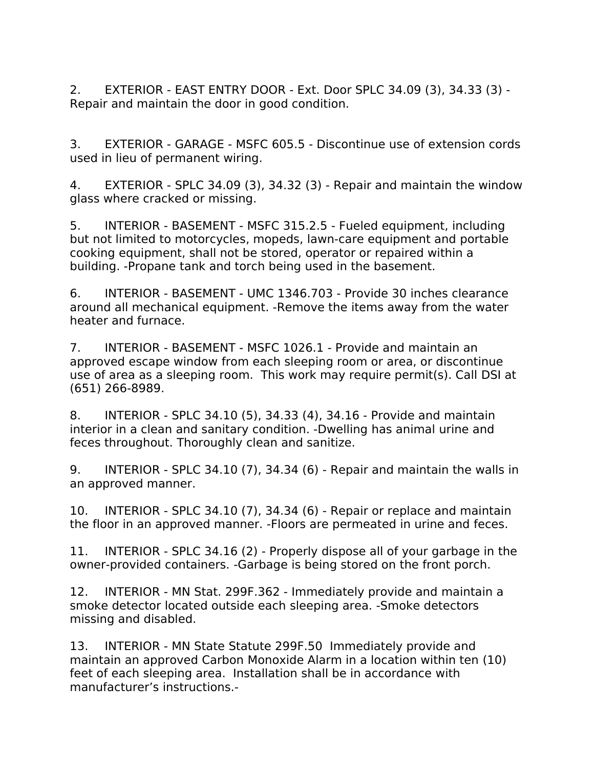2. EXTERIOR - EAST ENTRY DOOR - Ext. Door SPLC 34.09 (3), 34.33 (3) - Repair and maintain the door in good condition.

3. EXTERIOR - GARAGE - MSFC 605.5 - Discontinue use of extension cords used in lieu of permanent wiring.

4. EXTERIOR - SPLC 34.09 (3), 34.32 (3) - Repair and maintain the window glass where cracked or missing.

5. INTERIOR - BASEMENT - MSFC 315.2.5 - Fueled equipment, including but not limited to motorcycles, mopeds, lawn-care equipment and portable cooking equipment, shall not be stored, operator or repaired within a building. -Propane tank and torch being used in the basement.

6. INTERIOR - BASEMENT - UMC 1346.703 - Provide 30 inches clearance around all mechanical equipment. -Remove the items away from the water heater and furnace.

7. INTERIOR - BASEMENT - MSFC 1026.1 - Provide and maintain an approved escape window from each sleeping room or area, or discontinue use of area as a sleeping room. This work may require permit(s). Call DSI at (651) 266-8989.

8. INTERIOR - SPLC 34.10 (5), 34.33 (4), 34.16 - Provide and maintain interior in a clean and sanitary condition. -Dwelling has animal urine and feces throughout. Thoroughly clean and sanitize.

9. INTERIOR - SPLC 34.10 (7), 34.34 (6) - Repair and maintain the walls in an approved manner.

10. INTERIOR - SPLC 34.10 (7), 34.34 (6) - Repair or replace and maintain the floor in an approved manner. -Floors are permeated in urine and feces.

11. INTERIOR - SPLC 34.16 (2) - Properly dispose all of your garbage in the owner-provided containers. -Garbage is being stored on the front porch.

12. INTERIOR - MN Stat. 299F.362 - Immediately provide and maintain a smoke detector located outside each sleeping area. -Smoke detectors missing and disabled.

13. INTERIOR - MN State Statute 299F.50 Immediately provide and maintain an approved Carbon Monoxide Alarm in a location within ten (10) feet of each sleeping area. Installation shall be in accordance with manufacturer's instructions.-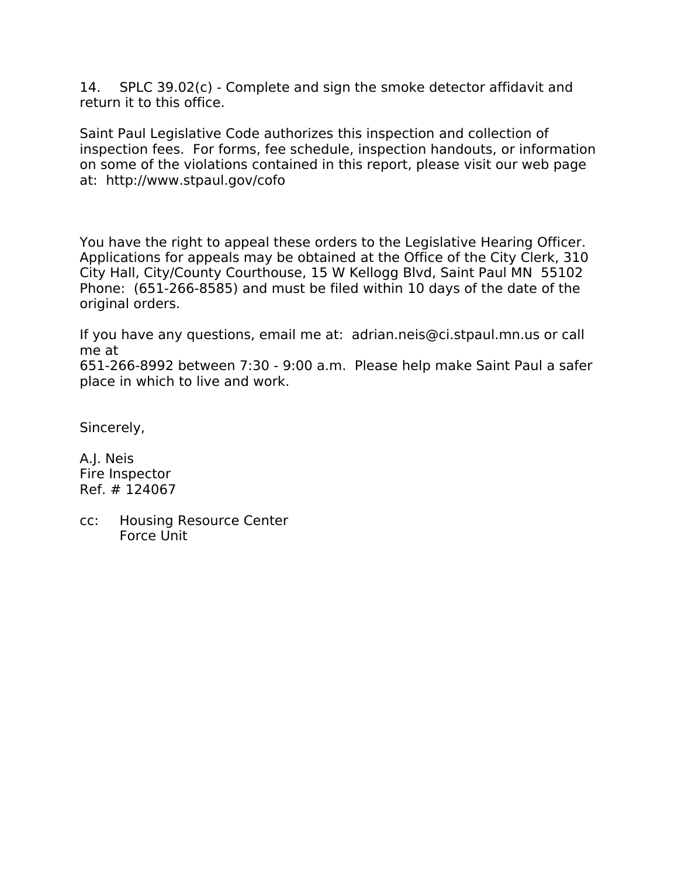14. SPLC 39.02(c) - Complete and sign the smoke detector affidavit and return it to this office.

Saint Paul Legislative Code authorizes this inspection and collection of inspection fees. For forms, fee schedule, inspection handouts, or information on some of the violations contained in this report, please visit our web page at: http://www.stpaul.gov/cofo

You have the right to appeal these orders to the Legislative Hearing Officer. Applications for appeals may be obtained at the Office of the City Clerk, 310 City Hall, City/County Courthouse, 15 W Kellogg Blvd, Saint Paul MN 55102 Phone: (651-266-8585) and must be filed within 10 days of the date of the original orders.

If you have any questions, email me at: adrian.neis@ci.stpaul.mn.us or call me at
651-266-8992 between 7:30 - 9:00 a.m. Please help make Saint Paul a safer place in which to live and work.

Sincerely,

A.J. Neis
Fire Inspector
Ref. # 124067

cc: Housing Resource Center
Force Unit